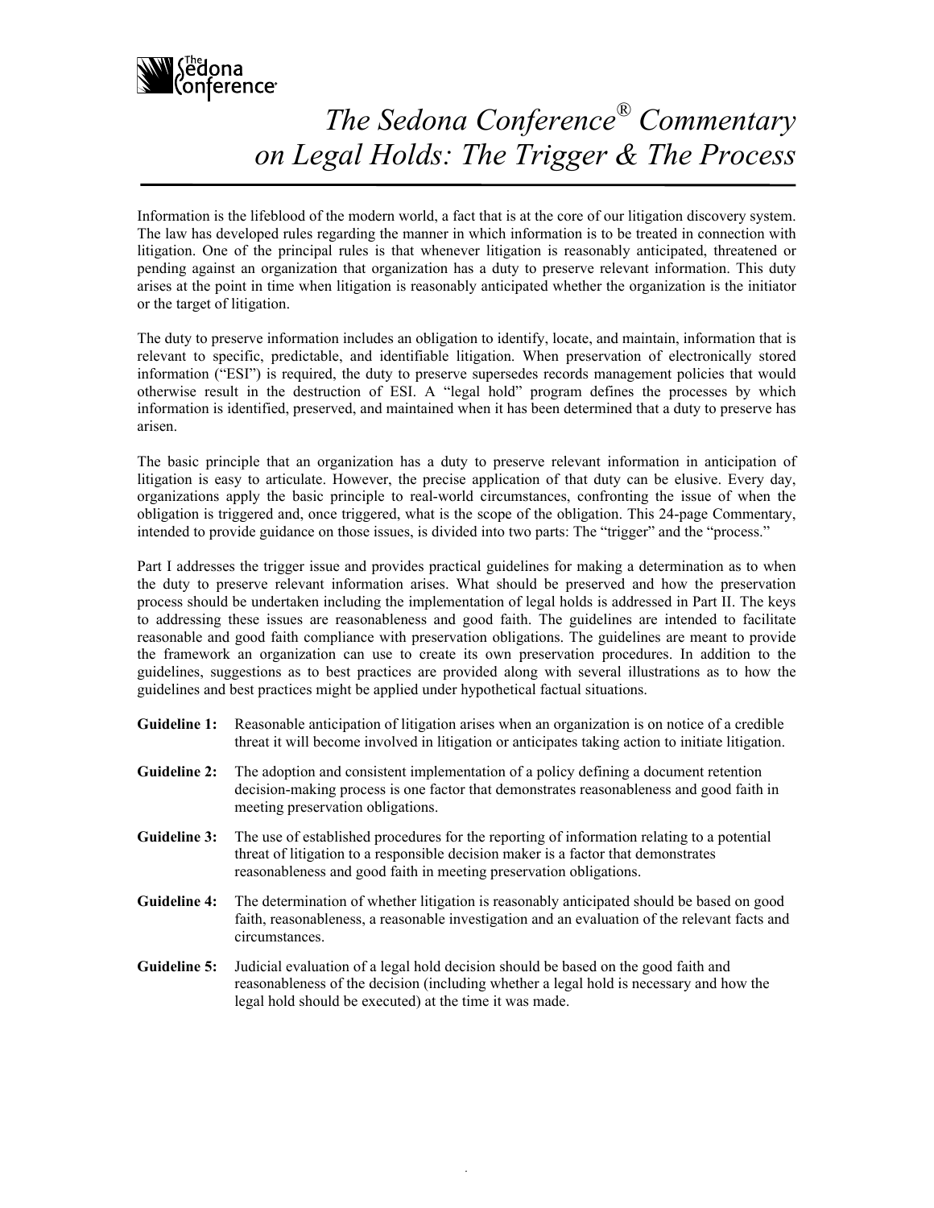# *The Sedona Conference® Commentary on Legal Holds: The Trigger & The Process*

Information is the lifeblood of the modern world, a fact that is at the core of our litigation discovery system. The law has developed rules regarding the manner in which information is to be treated in connection with litigation. One of the principal rules is that whenever litigation is reasonably anticipated, threatened or pending against an organization that organization has a duty to preserve relevant information. This duty arises at the point in time when litigation is reasonably anticipated whether the organization is the initiator or the target of litigation.

The duty to preserve information includes an obligation to identify, locate, and maintain, information that is relevant to specific, predictable, and identifiable litigation. When preservation of electronically stored information ("ESI") is required, the duty to preserve supersedes records management policies that would otherwise result in the destruction of ESI. A "legal hold" program defines the processes by which information is identified, preserved, and maintained when it has been determined that a duty to preserve has arisen.

The basic principle that an organization has a duty to preserve relevant information in anticipation of litigation is easy to articulate. However, the precise application of that duty can be elusive. Every day, organizations apply the basic principle to real-world circumstances, confronting the issue of when the obligation is triggered and, once triggered, what is the scope of the obligation. This 24-page Commentary, intended to provide guidance on those issues, is divided into two parts: The "trigger" and the "process."

Part I addresses the trigger issue and provides practical guidelines for making a determination as to when the duty to preserve relevant information arises. What should be preserved and how the preservation process should be undertaken including the implementation of legal holds is addressed in Part II. The keys to addressing these issues are reasonableness and good faith. The guidelines are intended to facilitate reasonable and good faith compliance with preservation obligations. The guidelines are meant to provide the framework an organization can use to create its own preservation procedures. In addition to the guidelines, suggestions as to best practices are provided along with several illustrations as to how the guidelines and best practices might be applied under hypothetical factual situations.

**Guideline 1:** Reasonable anticipation of litigation arises when an organization is on notice of a credible threat it will become involved in litigation or anticipates taking action to initiate litigation.

**Guideline 2:** The adoption and consistent implementation of a policy defining a document retention decision-making process is one factor that demonstrates reasonableness and good faith in meeting preservation obligations.

**Guideline 3:** The use of established procedures for the reporting of information relating to a potential threat of litigation to a responsible decision maker is a factor that demonstrates reasonableness and good faith in meeting preservation obligations.

**Guideline 4:** The determination of whether litigation is reasonably anticipated should be based on good faith, reasonableness, a reasonable investigation and an evaluation of the relevant facts and circumstances.

**Guideline 5:** Judicial evaluation of a legal hold decision should be based on the good faith and reasonableness of the decision (including whether a legal hold is necessary and how the legal hold should be executed) at the time it was made.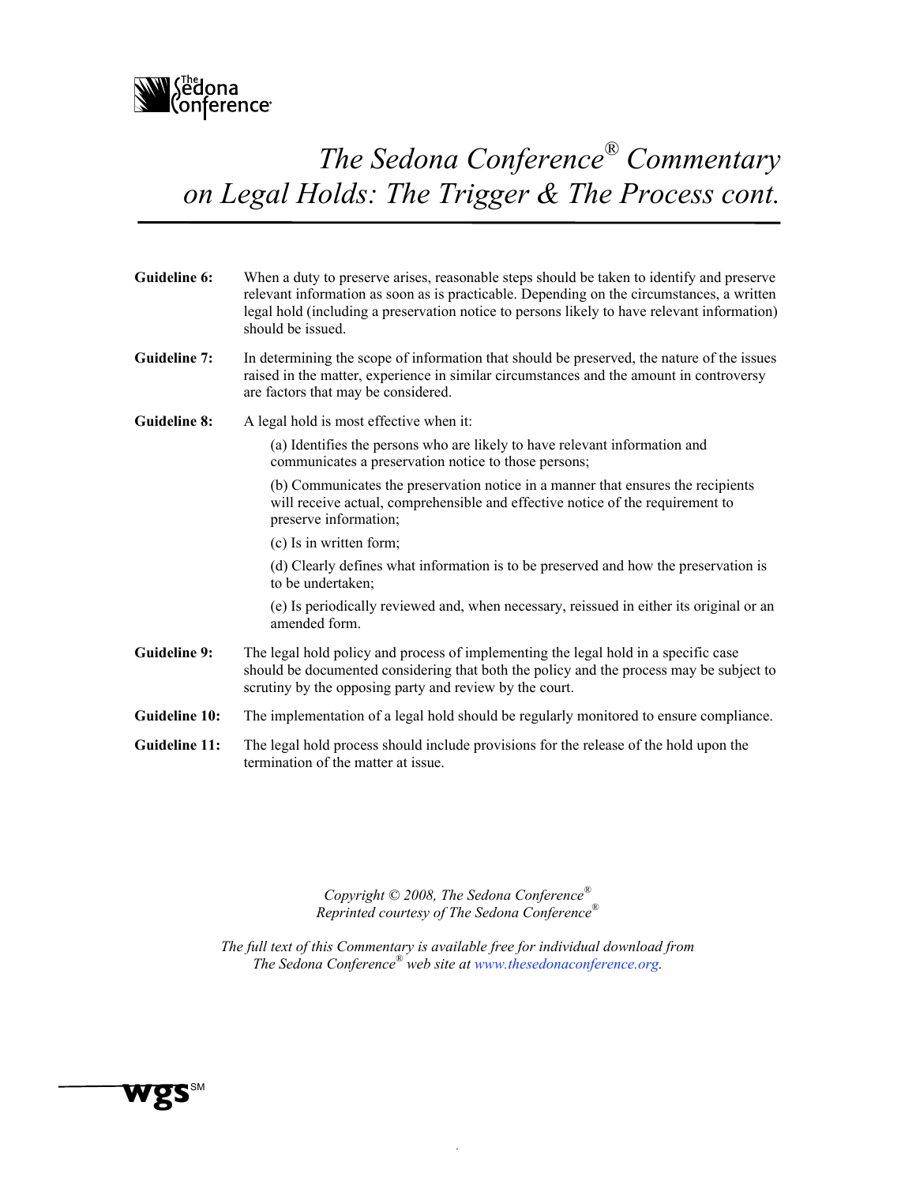# *The Sedona Conference® Commentary on Legal Holds: The Trigger & The Process cont.*

**Guideline 6:** When a duty to preserve arises, reasonable steps should be taken to identify and preserve relevant information as soon as is practicable. Depending on the circumstances, a written legal hold (including a preservation notice to persons likely to have relevant information) should be issued.

**Guideline 7:** In determining the scope of information that should be preserved, the nature of the issues raised in the matter, experience in similar circumstances and the amount in controversy are factors that may be considered.

**Guideline 8:** A legal hold is most effective when it:

(a) Identifies the persons who are likely to have relevant information and communicates a preservation notice to those persons;

(b) Communicates the preservation notice in a manner that ensures the recipients will receive actual, comprehensible and effective notice of the requirement to preserve information;

(c) Is in written form;

(d) Clearly defines what information is to be preserved and how the preservation is to be undertaken;

(e) Is periodically reviewed and, when necessary, reissued in either its original or an amended form.

**Guideline 9:** The legal hold policy and process of implementing the legal hold in a specific case should be documented considering that both the policy and the process may be subject to scrutiny by the opposing party and review by the court.

**Guideline 10:** The implementation of a legal hold should be regularly monitored to ensure compliance.

**Guideline 11:** The legal hold process should include provisions for the release of the hold upon the termination of the matter at issue.

*Copyright © 2008, The Sedona Conference®*
*Reprinted courtesy of The Sedona Conference®*

*The full text of this Commentary is available free for individual download from The Sedona Conference® web site at www.thesedonaconference.org.*